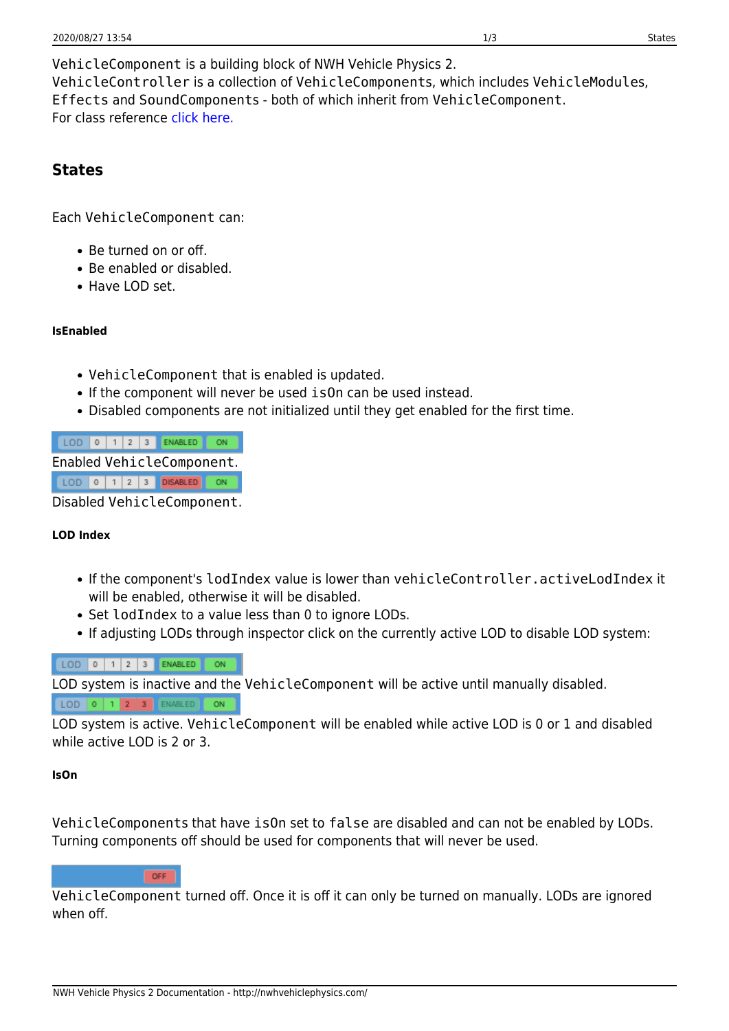`VehicleComponent` is a building block of NWH Vehicle Physics 2.
`VehicleController` is a collection of `VehicleComponents`, which includes `VehicleModules`, `Effects` and `SoundComponents` - both of which inherit from `VehicleComponent`.
For class reference click here.

## States

Each `VehicleComponent` can:

- Be turned on or off.
- Be enabled or disabled.
- Have LOD set.

#### IsEnabled

- `VehicleComponent` that is enabled is updated.
- If the component will never be used `isOn` can be used instead.
- Disabled components are not initialized until they get enabled for the first time.

Enabled `VehicleComponent`.

Disabled `VehicleComponent`.

#### LOD Index

- If the component's `lodIndex` value is lower than `vehicleController.activeLodIndex` it will be enabled, otherwise it will be disabled.
- Set `lodIndex` to a value less than 0 to ignore LODs.
- If adjusting LODs through inspector click on the currently active LOD to disable LOD system:

LOD system is inactive and the `VehicleComponent` will be active until manually disabled.

LOD system is active. `VehicleComponent` will be enabled while active LOD is 0 or 1 and disabled while active LOD is 2 or 3.

#### IsOn

`VehicleComponents` that have `isOn` set to `false` are disabled and can not be enabled by LODs. Turning components off should be used for components that will never be used.

`VehicleComponent` turned off. Once it is off it can only be turned on manually. LODs are ignored when off.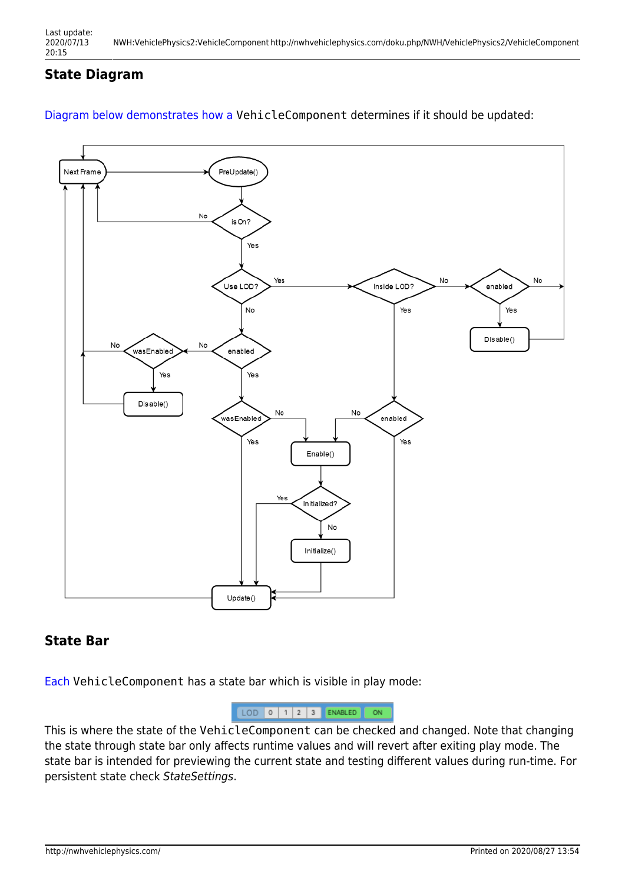## State Diagram

Diagram below demonstrates how a `VehicleComponent` determines if it should be updated:

## State Bar

Each `VehicleComponent` has a state bar which is visible in play mode:

This is where the state of the `VehicleComponent` can be checked and changed. Note that changing the state through state bar only affects runtime values and will revert after exiting play mode. The state bar is intended for previewing the current state and testing different values during run-time. For persistent state check *StateSettings*.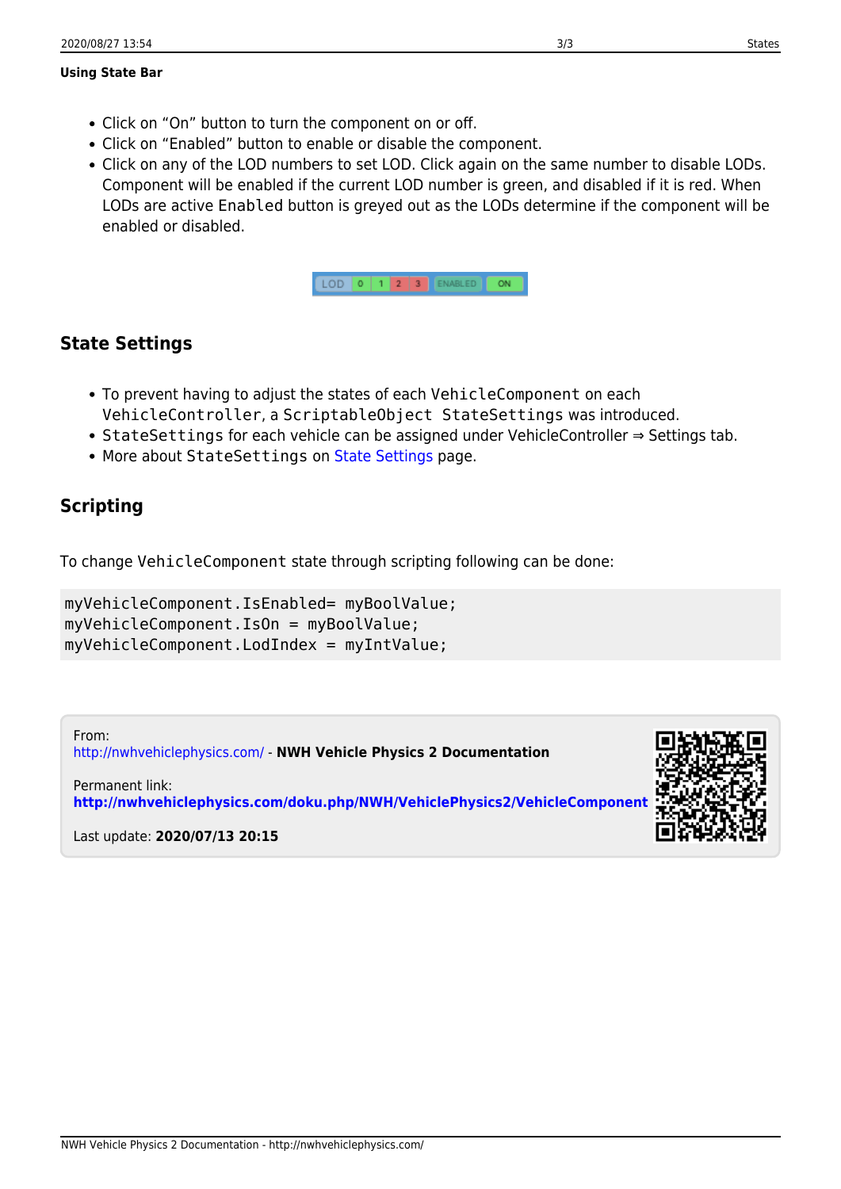**Using State Bar**

- Click on “On” button to turn the component on or off.
- Click on “Enabled” button to enable or disable the component.
- Click on any of the LOD numbers to set LOD. Click again on the same number to disable LODs. Component will be enabled if the current LOD number is green, and disabled if it is red. When LODs are active `Enabled` button is greyed out as the LODs determine if the component will be enabled or disabled.

## State Settings

- To prevent having to adjust the states of each `VehicleComponent` on each `VehicleController`, a `ScriptableObject StateSettings` was introduced.
- `StateSettings` for each vehicle can be assigned under VehicleController ⇒ Settings tab.
- More about `StateSettings` on State Settings page.

## Scripting

To change `VehicleComponent` state through scripting following can be done:

```
myVehicleComponent.IsEnabled= myBoolValue;
myVehicleComponent.IsOn = myBoolValue;
myVehicleComponent.LodIndex = myIntValue;
```

From:
http://nwhvehiclephysics.com/ - **NWH Vehicle Physics 2 Documentation**

Permanent link:
**http://nwhvehiclephysics.com/doku.php/NWH/VehiclePhysics2/VehicleComponent**

Last update: **2020/07/13 20:15**